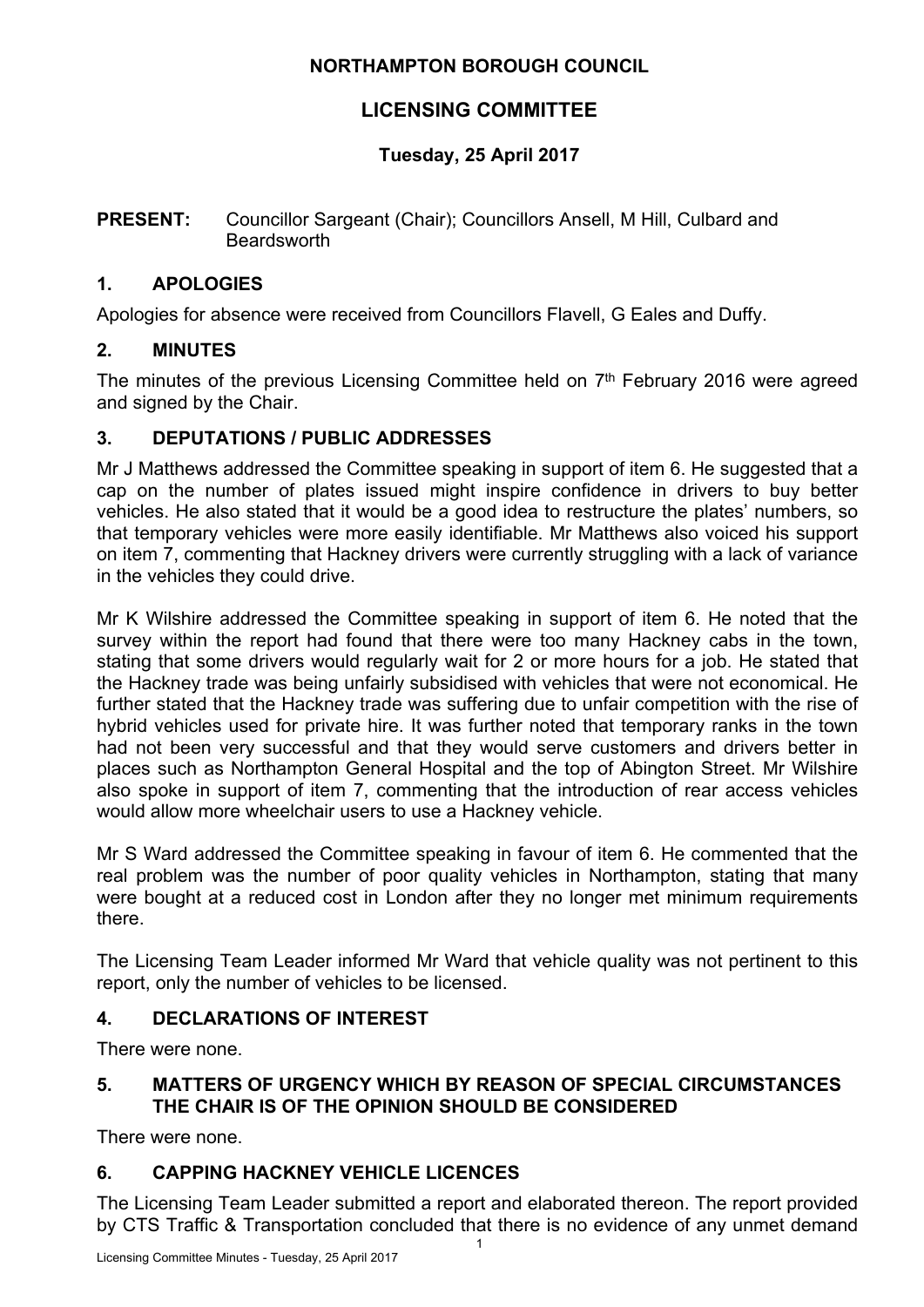# NORTHAMPTON BOROUGH COUNCIL

## LICENSING COMMITTEE

### Tuesday, 25 April 2017

**PRESENT:** Councillor Sargeant (Chair); Councillors Ansell, M Hill, Culbard and Beardsworth

## 1. APOLOGIES

Apologies for absence were received from Councillors Flavell, G Eales and Duffy.

## 2. MINUTES

The minutes of the previous Licensing Committee held on 7th February 2016 were agreed and signed by the Chair.

## 3. DEPUTATIONS / PUBLIC ADDRESSES

Mr J Matthews addressed the Committee speaking in support of item 6. He suggested that a cap on the number of plates issued might inspire confidence in drivers to buy better vehicles. He also stated that it would be a good idea to restructure the plates' numbers, so that temporary vehicles were more easily identifiable. Mr Matthews also voiced his support on item 7, commenting that Hackney drivers were currently struggling with a lack of variance in the vehicles they could drive.

Mr K Wilshire addressed the Committee speaking in support of item 6. He noted that the survey within the report had found that there were too many Hackney cabs in the town, stating that some drivers would regularly wait for 2 or more hours for a job. He stated that the Hackney trade was being unfairly subsidised with vehicles that were not economical. He further stated that the Hackney trade was suffering due to unfair competition with the rise of hybrid vehicles used for private hire. It was further noted that temporary ranks in the town had not been very successful and that they would serve customers and drivers better in places such as Northampton General Hospital and the top of Abington Street. Mr Wilshire also spoke in support of item 7, commenting that the introduction of rear access vehicles would allow more wheelchair users to use a Hackney vehicle.

Mr S Ward addressed the Committee speaking in favour of item 6. He commented that the real problem was the number of poor quality vehicles in Northampton, stating that many were bought at a reduced cost in London after they no longer met minimum requirements there.

The Licensing Team Leader informed Mr Ward that vehicle quality was not pertinent to this report, only the number of vehicles to be licensed.

## 4. DECLARATIONS OF INTEREST

There were none.

## 5. MATTERS OF URGENCY WHICH BY REASON OF SPECIAL CIRCUMSTANCES THE CHAIR IS OF THE OPINION SHOULD BE CONSIDERED

There were none.

## 6. CAPPING HACKNEY VEHICLE LICENCES

The Licensing Team Leader submitted a report and elaborated thereon. The report provided by CTS Traffic & Transportation concluded that there is no evidence of any unmet demand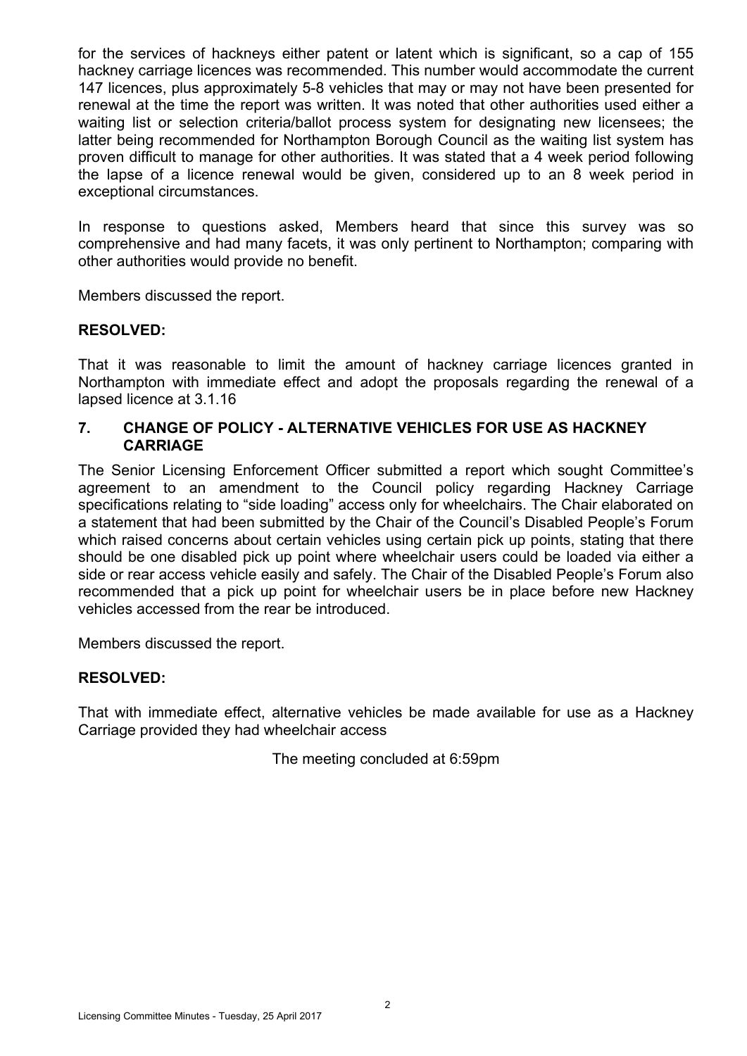for the services of hackneys either patent or latent which is significant, so a cap of 155 hackney carriage licences was recommended. This number would accommodate the current 147 licences, plus approximately 5-8 vehicles that may or may not have been presented for renewal at the time the report was written. It was noted that other authorities used either a waiting list or selection criteria/ballot process system for designating new licensees; the latter being recommended for Northampton Borough Council as the waiting list system has proven difficult to manage for other authorities. It was stated that a 4 week period following the lapse of a licence renewal would be given, considered up to an 8 week period in exceptional circumstances.

In response to questions asked, Members heard that since this survey was so comprehensive and had many facets, it was only pertinent to Northampton; comparing with other authorities would provide no benefit.

Members discussed the report.

**RESOLVED:**

That it was reasonable to limit the amount of hackney carriage licences granted in Northampton with immediate effect and adopt the proposals regarding the renewal of a lapsed licence at 3.1.16

## 7. CHANGE OF POLICY - ALTERNATIVE VEHICLES FOR USE AS HACKNEY CARRIAGE

The Senior Licensing Enforcement Officer submitted a report which sought Committee's agreement to an amendment to the Council policy regarding Hackney Carriage specifications relating to "side loading" access only for wheelchairs. The Chair elaborated on a statement that had been submitted by the Chair of the Council's Disabled People's Forum which raised concerns about certain vehicles using certain pick up points, stating that there should be one disabled pick up point where wheelchair users could be loaded via either a side or rear access vehicle easily and safely. The Chair of the Disabled People's Forum also recommended that a pick up point for wheelchair users be in place before new Hackney vehicles accessed from the rear be introduced.

Members discussed the report.

**RESOLVED:**

That with immediate effect, alternative vehicles be made available for use as a Hackney Carriage provided they had wheelchair access

The meeting concluded at 6:59pm